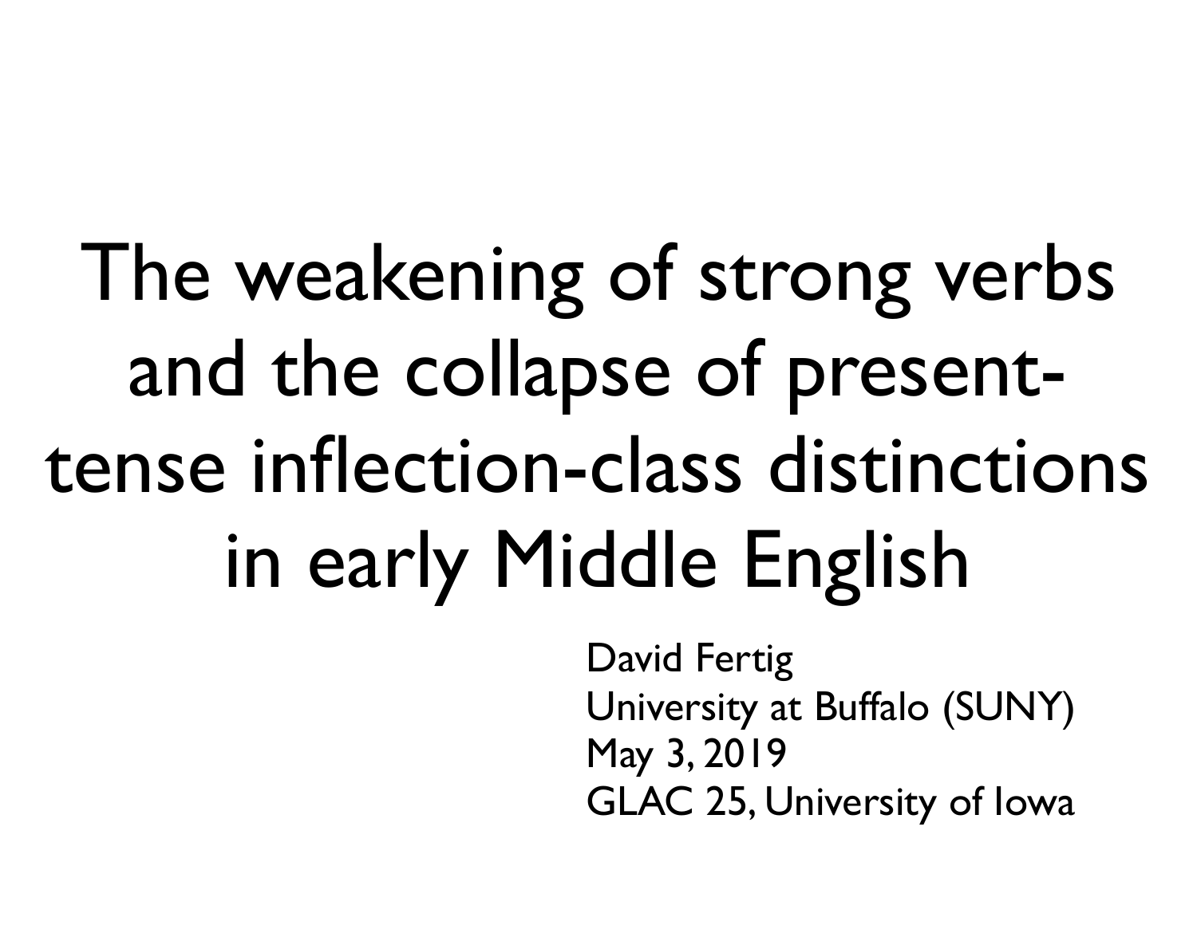# The weakening of strong verbs and the collapse of present-tense inflection-class distinctions in early Middle English

David Fertig
University at Buffalo (SUNY)
May 3, 2019
GLAC 25, University of Iowa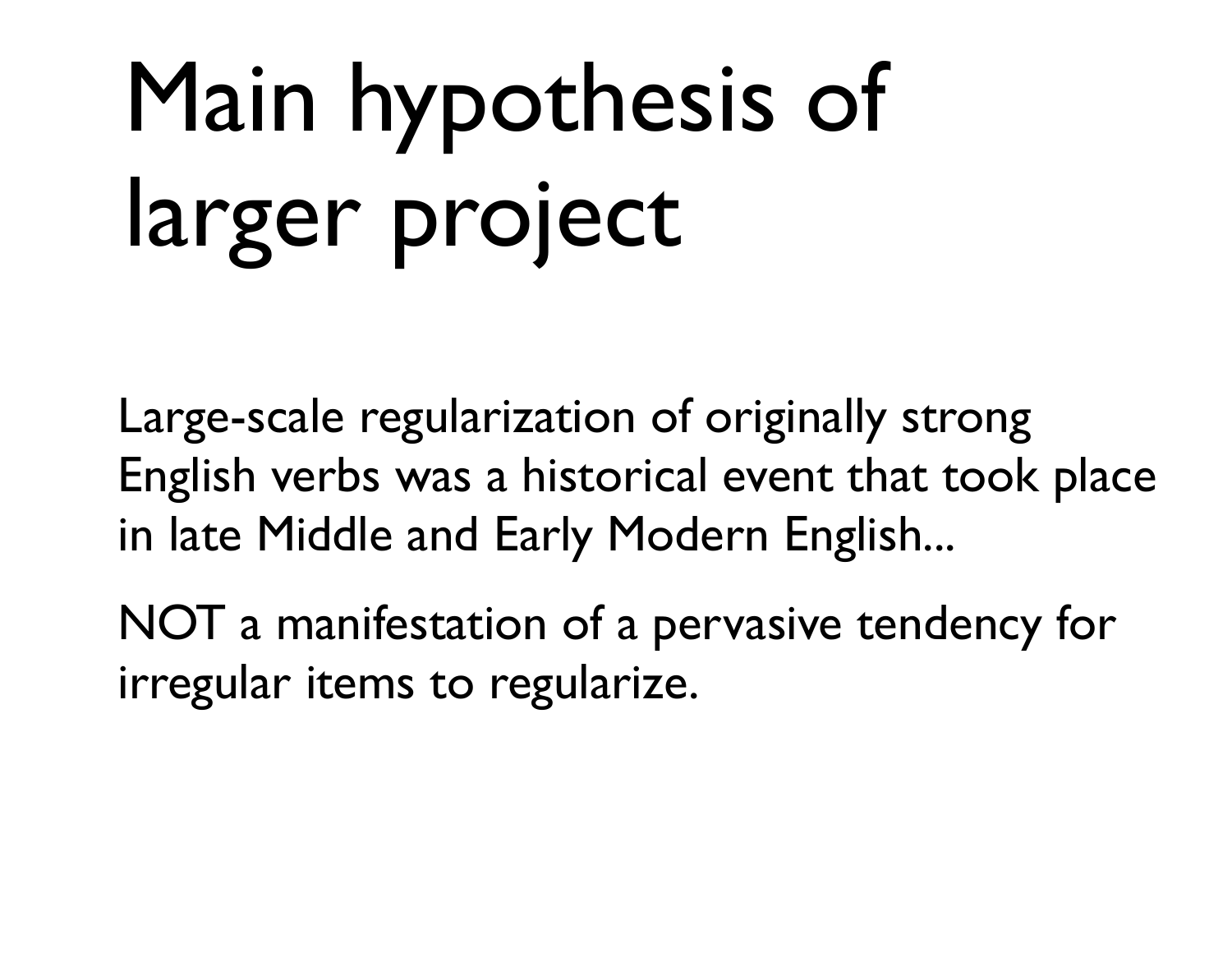# Main hypothesis of larger project

Large-scale regularization of originally strong English verbs was a historical event that took place in late Middle and Early Modern English...

NOT a manifestation of a pervasive tendency for irregular items to regularize.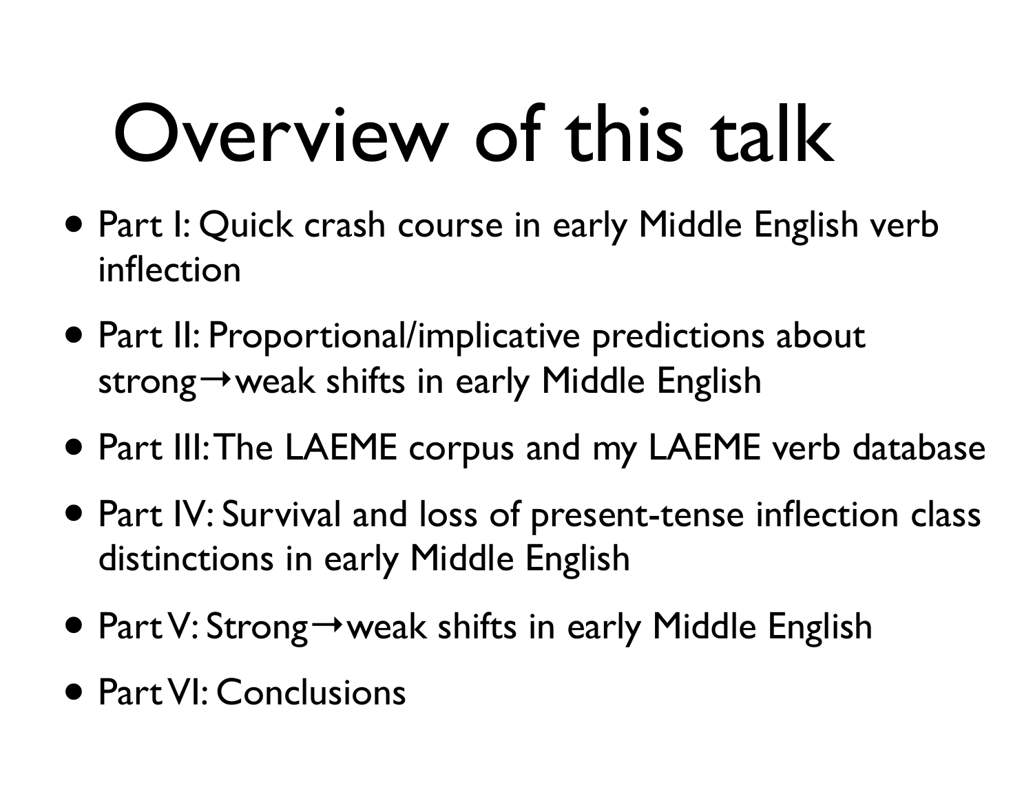# Overview of this talk

- Part I: Quick crash course in early Middle English verb inflection
- Part II: Proportional/implicative predictions about strong→weak shifts in early Middle English
- Part III: The LAEME corpus and my LAEME verb database
- Part IV: Survival and loss of present-tense inflection class distinctions in early Middle English
- Part V: Strong→weak shifts in early Middle English
- Part VI: Conclusions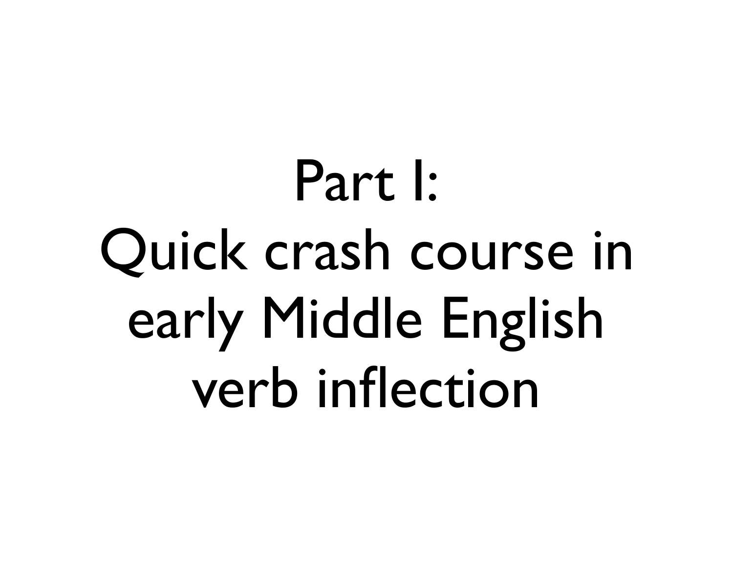# Part I:
# Quick crash course in early Middle English verb inflection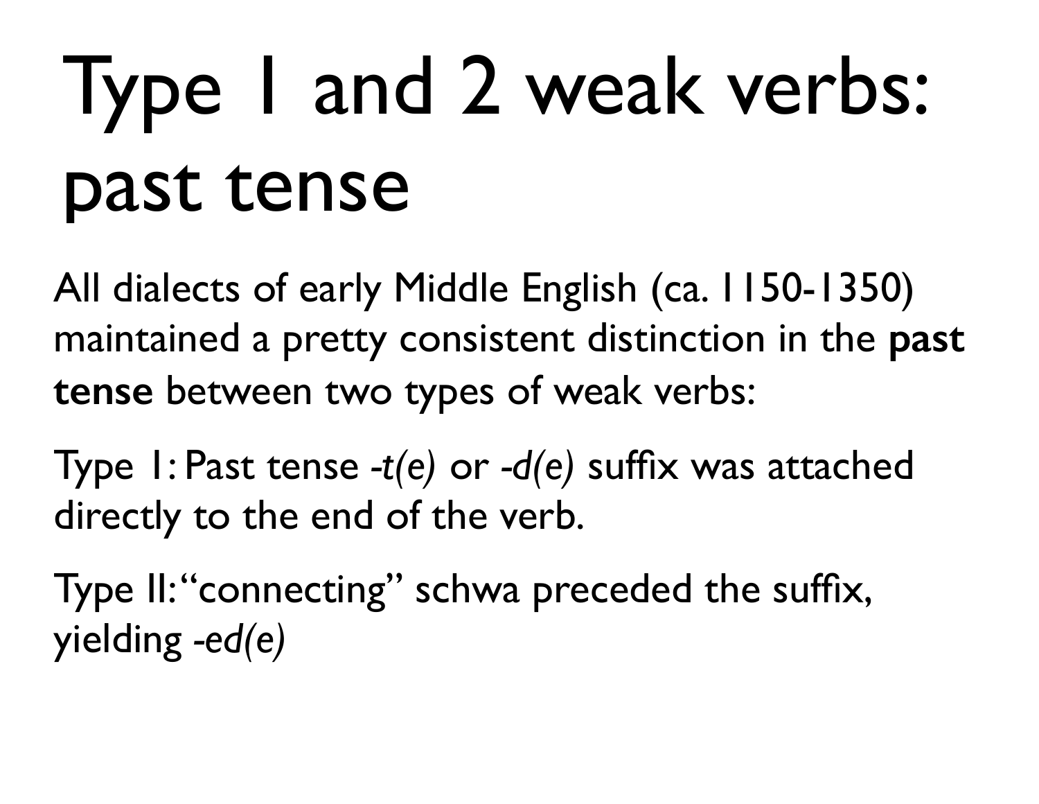# Type 1 and 2 weak verbs: past tense

All dialects of early Middle English (ca. 1150-1350) maintained a pretty consistent distinction in the **past tense** between two types of weak verbs:

Type 1: Past tense *-t(e)* or *-d(e)* suffix was attached directly to the end of the verb.

Type II: "connecting" schwa preceded the suffix, yielding *-ed(e)*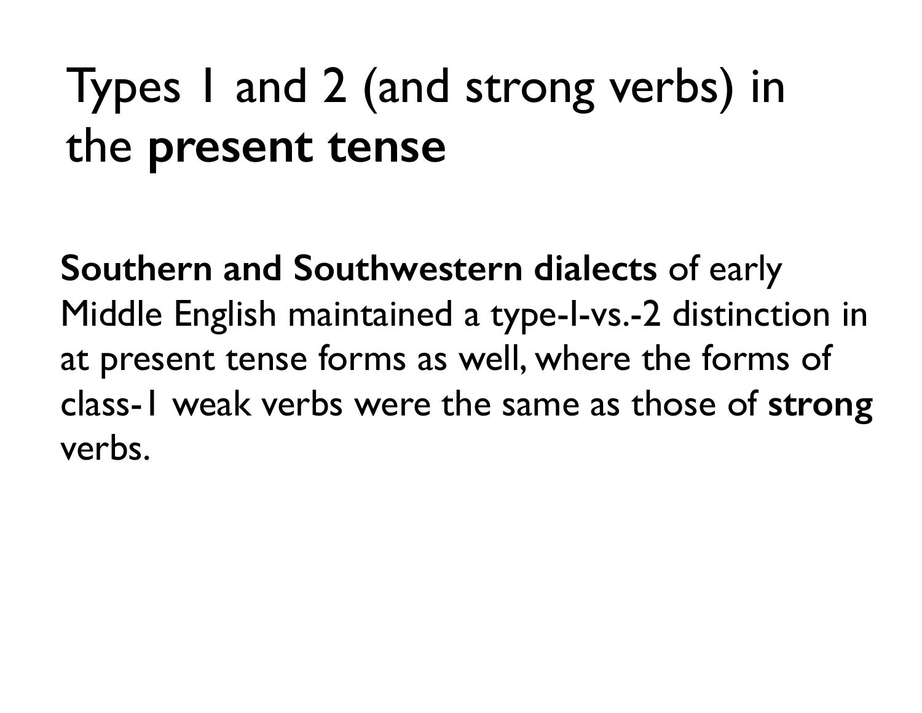# Types 1 and 2 (and strong verbs) in the **present tense**

**Southern and Southwestern dialects** of early Middle English maintained a type-1-vs.-2 distinction in at present tense forms as well, where the forms of class-1 weak verbs were the same as those of **strong** verbs.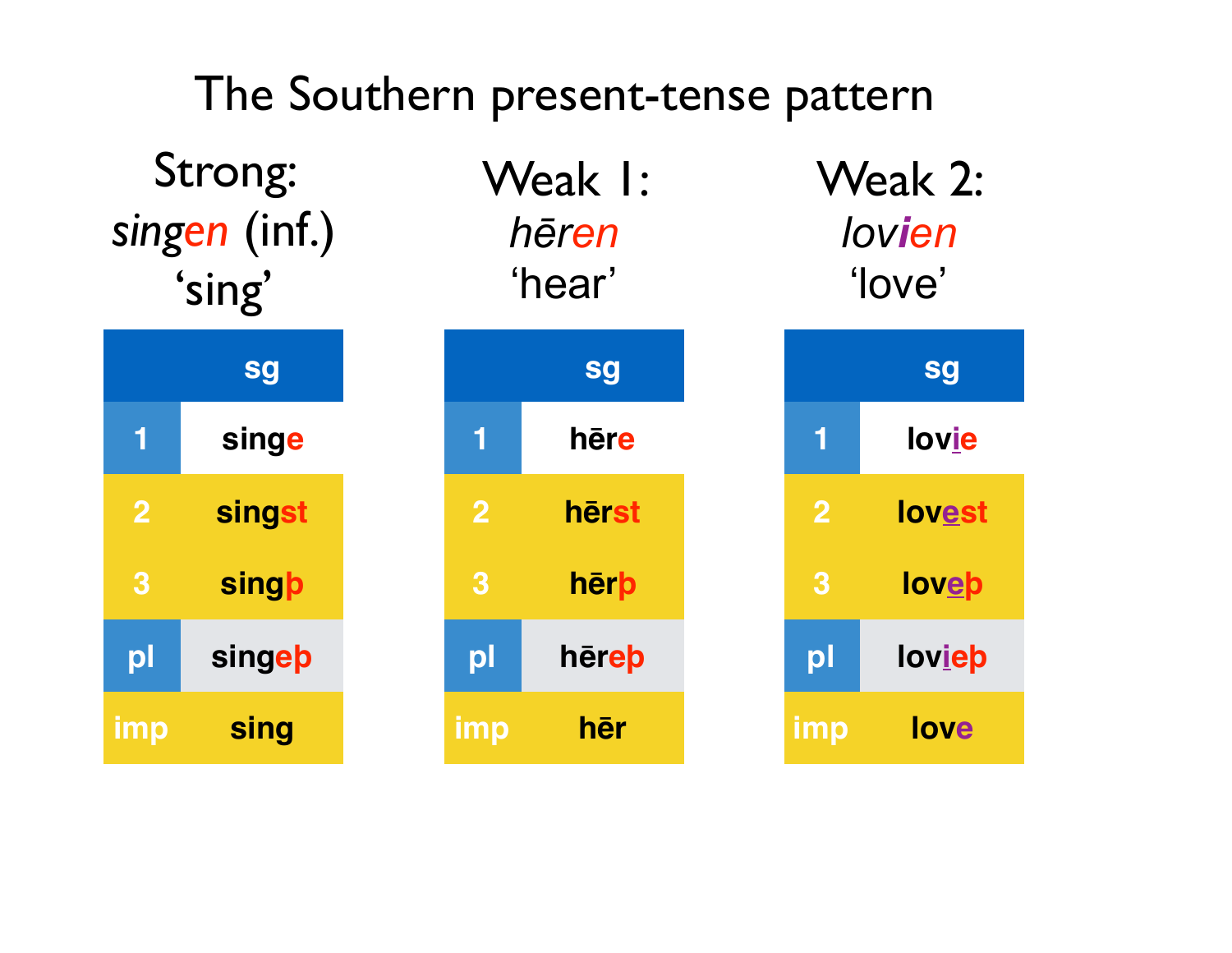# The Southern present-tense pattern

### Strong: *singen* (inf.) 'sing'

| | sg |
|---|---|
| 1 | singe |
| 2 | singst |
| 3 | singþ |
| pl | singeþ |
| imp | sing |

### Weak 1: *hēren* 'hear'

| | sg |
|---|---|
| 1 | hēre |
| 2 | hērst |
| 3 | hērþ |
| pl | hēreþ |
| imp | hēr |

### Weak 2: *lovien* 'love'

| | sg |
|---|---|
| 1 | lovie |
| 2 | lovest |
| 3 | loveþ |
| pl | lovieþ |
| imp | love |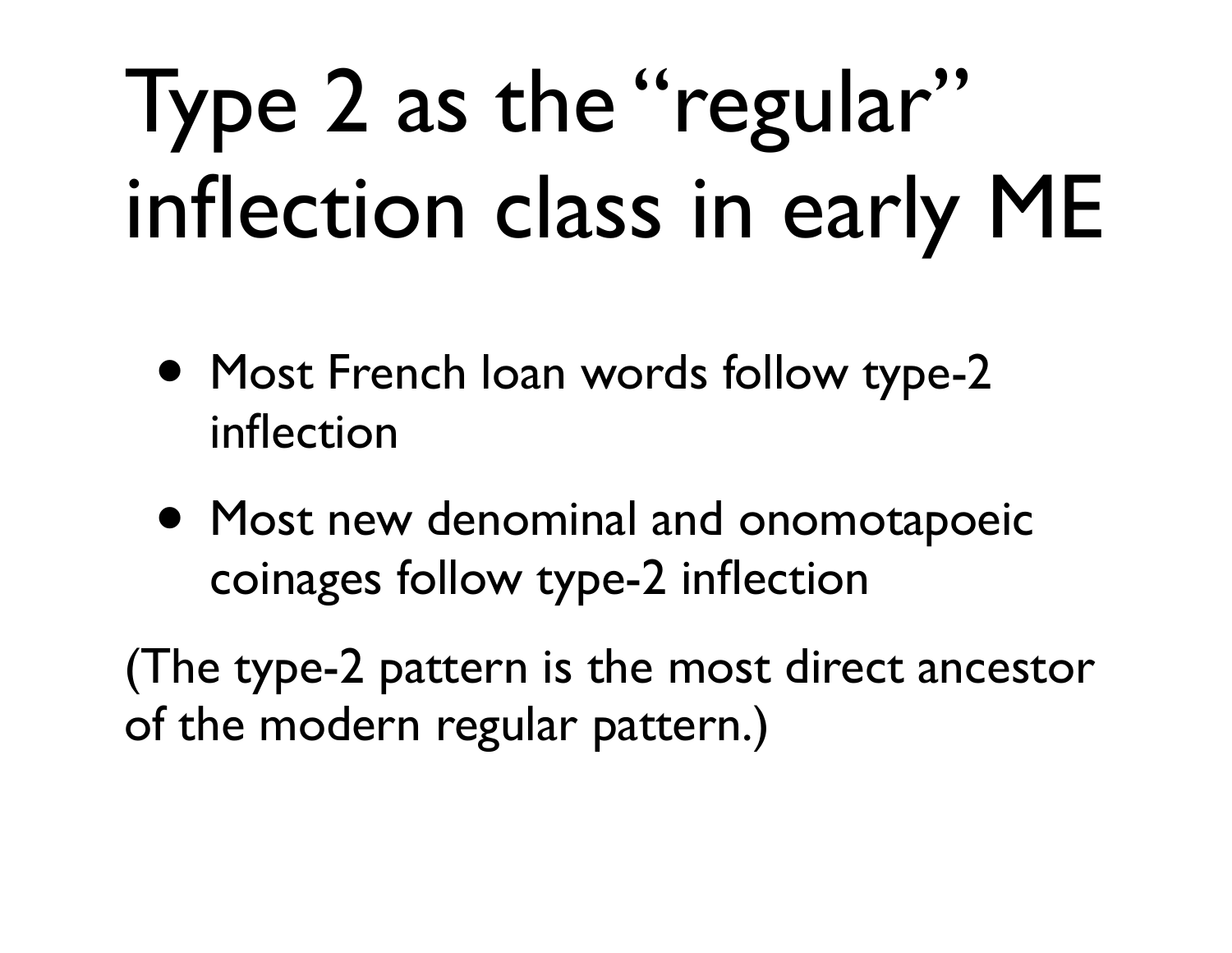# Type 2 as the "regular" inflection class in early ME

- Most French loan words follow type-2 inflection
- Most new denominal and onomotapoeic coinages follow type-2 inflection

(The type-2 pattern is the most direct ancestor of the modern regular pattern.)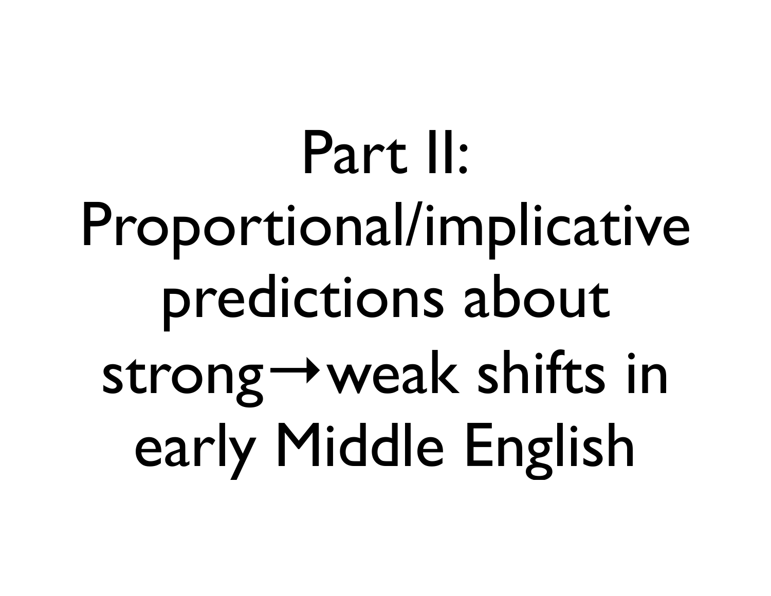# Part II: Proportional/implicative predictions about strong→weak shifts in early Middle English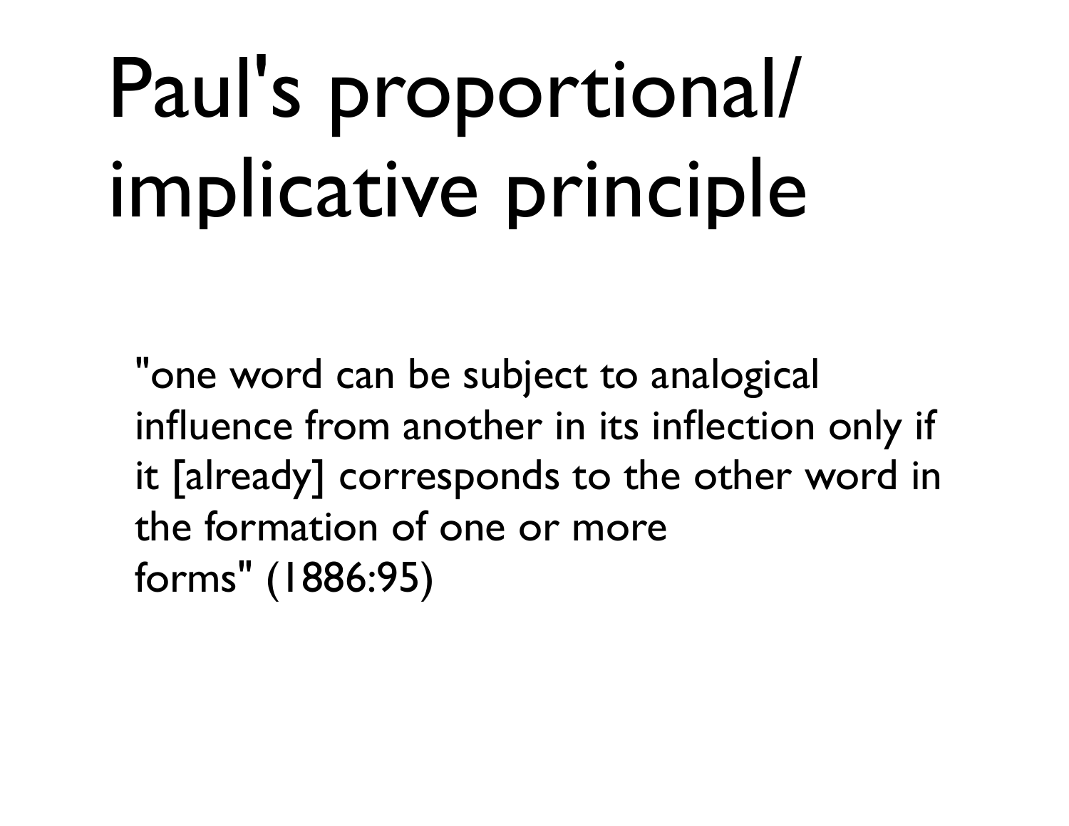# Paul's proportional/ implicative principle

"one word can be subject to analogical influence from another in its inflection only if it [already] corresponds to the other word in the formation of one or more forms" (1886:95)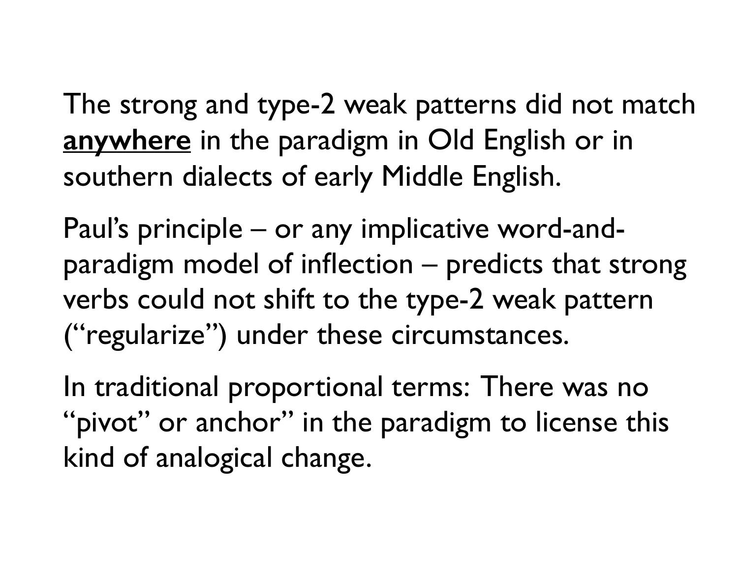The strong and type-2 weak patterns did not match **<u>anywhere</u>** in the paradigm in Old English or in southern dialects of early Middle English.

Paul's principle – or any implicative word-and-paradigm model of inflection – predicts that strong verbs could not shift to the type-2 weak pattern ("regularize") under these circumstances.

In traditional proportional terms: There was no "pivot" or anchor" in the paradigm to license this kind of analogical change.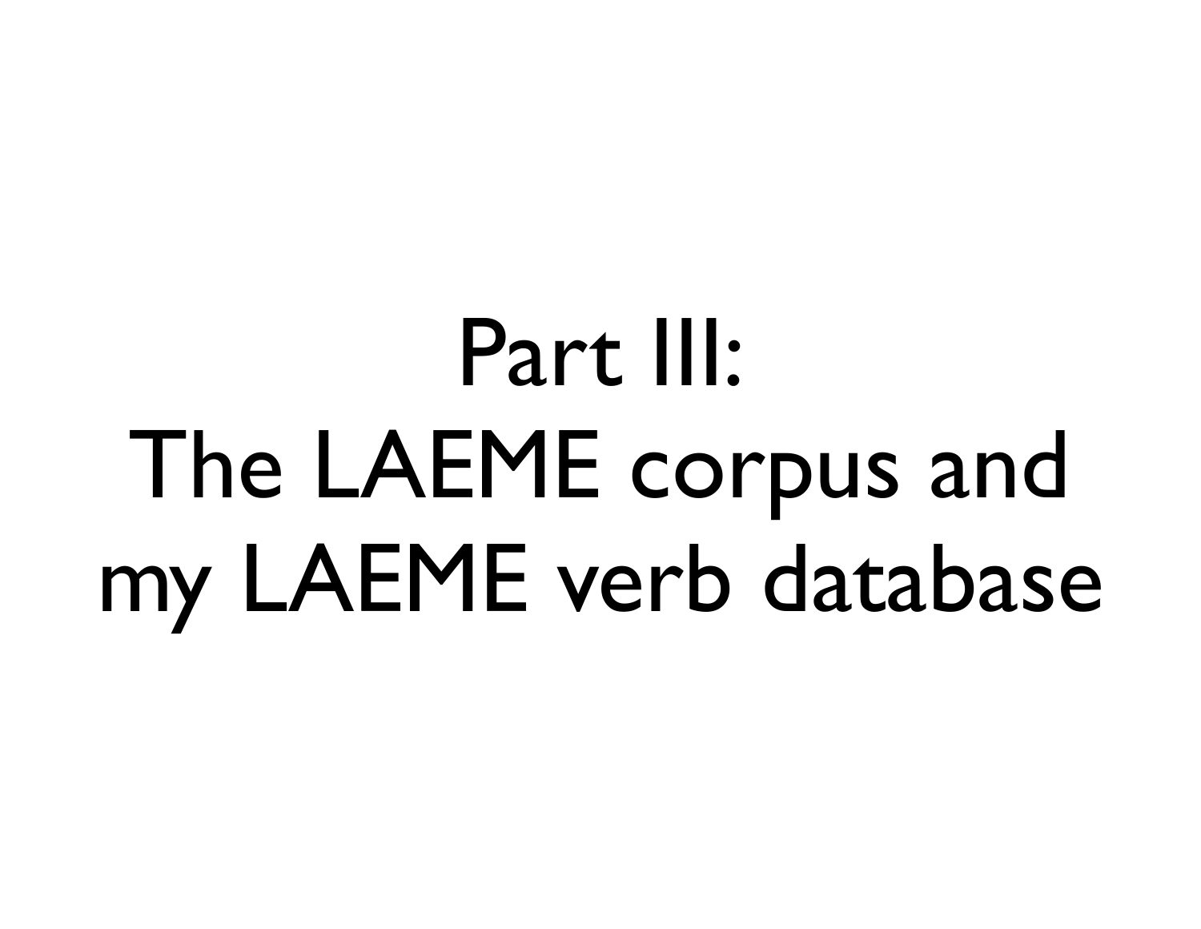# Part III: The LAEME corpus and my LAEME verb database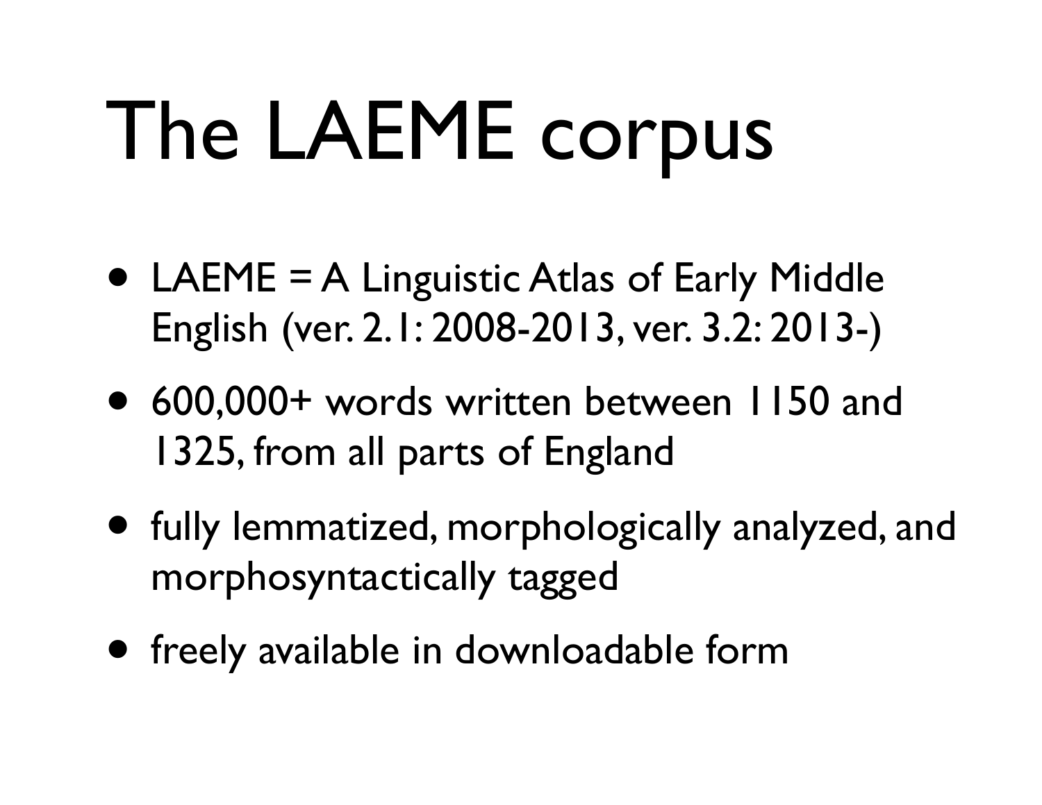# The LAEME corpus

- LAEME = A Linguistic Atlas of Early Middle English (ver. 2.1: 2008-2013, ver. 3.2: 2013-)
- 600,000+ words written between 1150 and 1325, from all parts of England
- fully lemmatized, morphologically analyzed, and morphosyntactically tagged
- freely available in downloadable form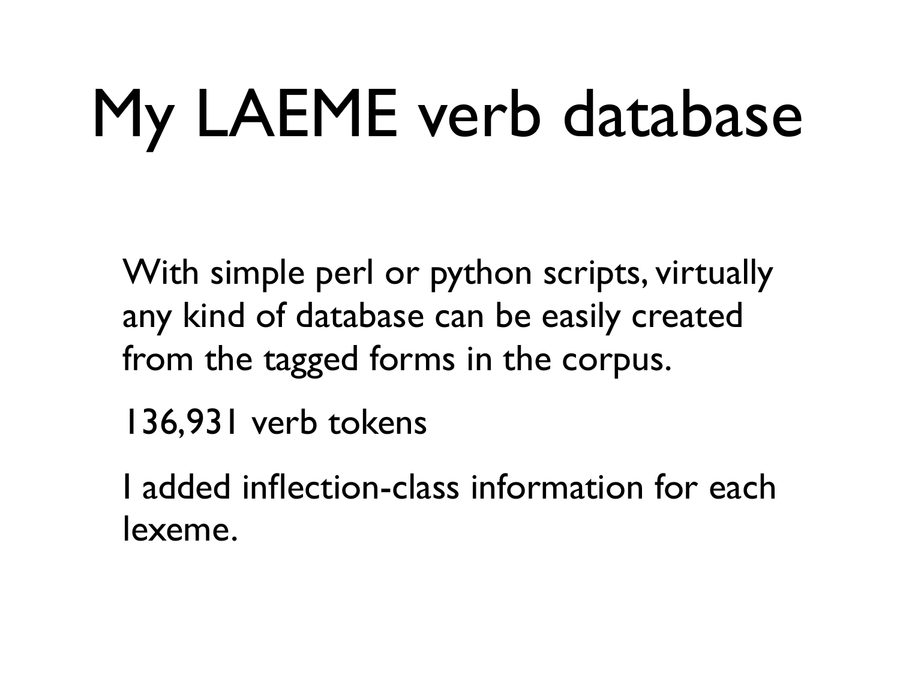# My LAEME verb database

With simple perl or python scripts, virtually any kind of database can be easily created from the tagged forms in the corpus.

136,931 verb tokens

I added inflection-class information for each lexeme.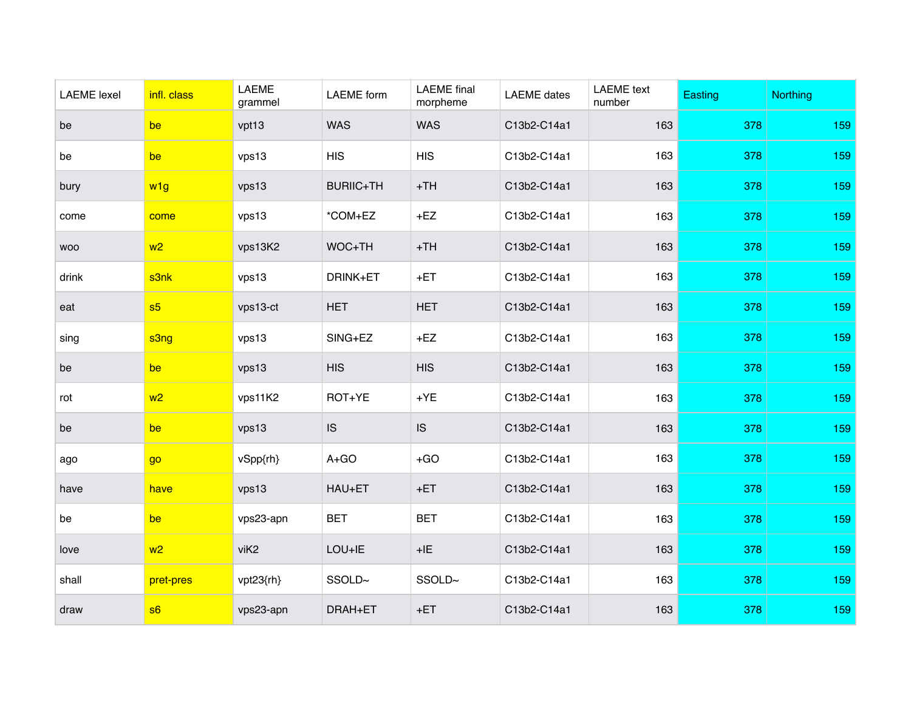| LAEME lexel | infl. class | LAEME grammel | LAEME form | LAEME final morpheme | LAEME dates | LAEME text number | Easting | Northing |
|---|---|---|---|---|---|---|---|---|
| be | be | vpt13 | WAS | WAS | C13b2-C14a1 | 163 | 378 | 159 |
| be | be | vps13 | HIS | HIS | C13b2-C14a1 | 163 | 378 | 159 |
| bury | w1g | vps13 | BURIIC+TH | +TH | C13b2-C14a1 | 163 | 378 | 159 |
| come | come | vps13 | *COM+EZ | +EZ | C13b2-C14a1 | 163 | 378 | 159 |
| woo | w2 | vps13K2 | WOC+TH | +TH | C13b2-C14a1 | 163 | 378 | 159 |
| drink | s3nk | vps13 | DRINK+ET | +ET | C13b2-C14a1 | 163 | 378 | 159 |
| eat | s5 | vps13-ct | HET | HET | C13b2-C14a1 | 163 | 378 | 159 |
| sing | s3ng | vps13 | SING+EZ | +EZ | C13b2-C14a1 | 163 | 378 | 159 |
| be | be | vps13 | HIS | HIS | C13b2-C14a1 | 163 | 378 | 159 |
| rot | w2 | vps11K2 | ROT+YE | +YE | C13b2-C14a1 | 163 | 378 | 159 |
| be | be | vps13 | IS | IS | C13b2-C14a1 | 163 | 378 | 159 |
| ago | go | vSpp{rh} | A+GO | +GO | C13b2-C14a1 | 163 | 378 | 159 |
| have | have | vps13 | HAU+ET | +ET | C13b2-C14a1 | 163 | 378 | 159 |
| be | be | vps23-apn | BET | BET | C13b2-C14a1 | 163 | 378 | 159 |
| love | w2 | viK2 | LOU+IE | +IE | C13b2-C14a1 | 163 | 378 | 159 |
| shall | pret-pres | vpt23{rh} | SSOLD~ | SSOLD~ | C13b2-C14a1 | 163 | 378 | 159 |
| draw | s6 | vps23-apn | DRAH+ET | +ET | C13b2-C14a1 | 163 | 378 | 159 |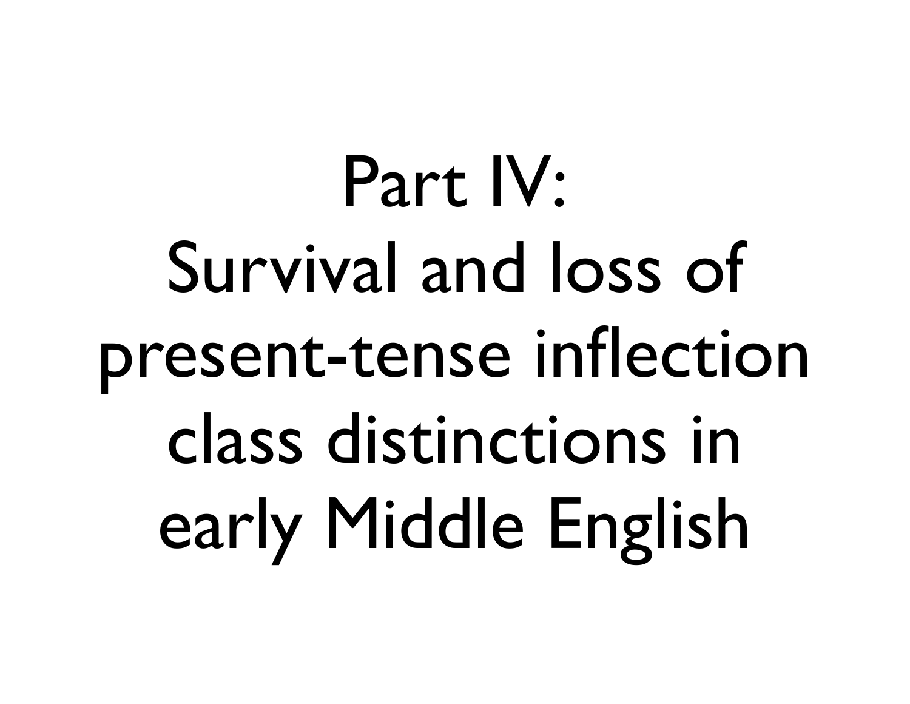# Part IV: Survival and loss of present-tense inflection class distinctions in early Middle English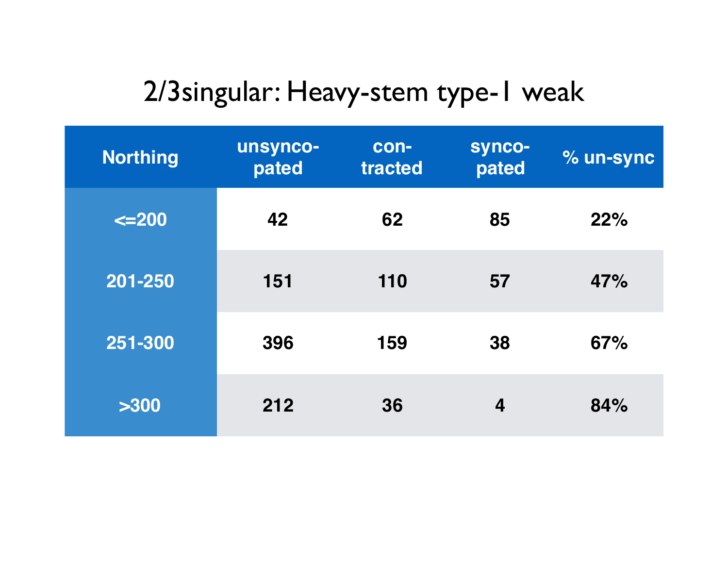# 2/3singular: Heavy-stem type-1 weak

| Northing | unsynco-pated | con-tracted | synco-pated | % un-sync |
|---|---|---|---|---|
| <=200 | 42 | 62 | 85 | 22% |
| 201-250 | 151 | 110 | 57 | 47% |
| 251-300 | 396 | 159 | 38 | 67% |
| >300 | 212 | 36 | 4 | 84% |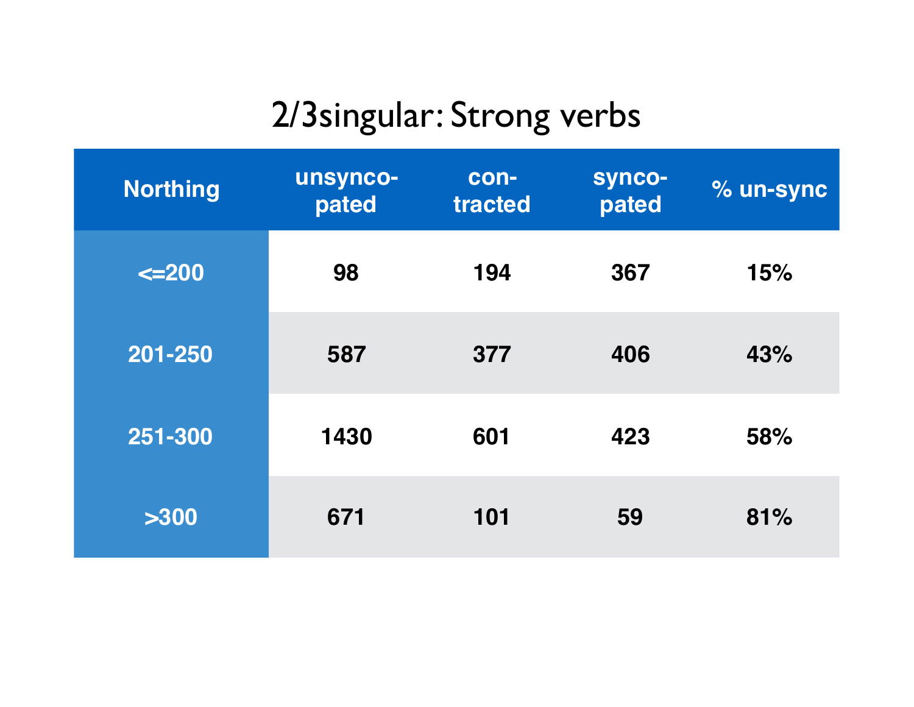# 2/3singular: Strong verbs

| Northing | unsynco-pated | con-tracted | synco-pated | % un-sync |
|---|---|---|---|---|
| <=200 | 98 | 194 | 367 | 15% |
| 201-250 | 587 | 377 | 406 | 43% |
| 251-300 | 1430 | 601 | 423 | 58% |
| >300 | 671 | 101 | 59 | 81% |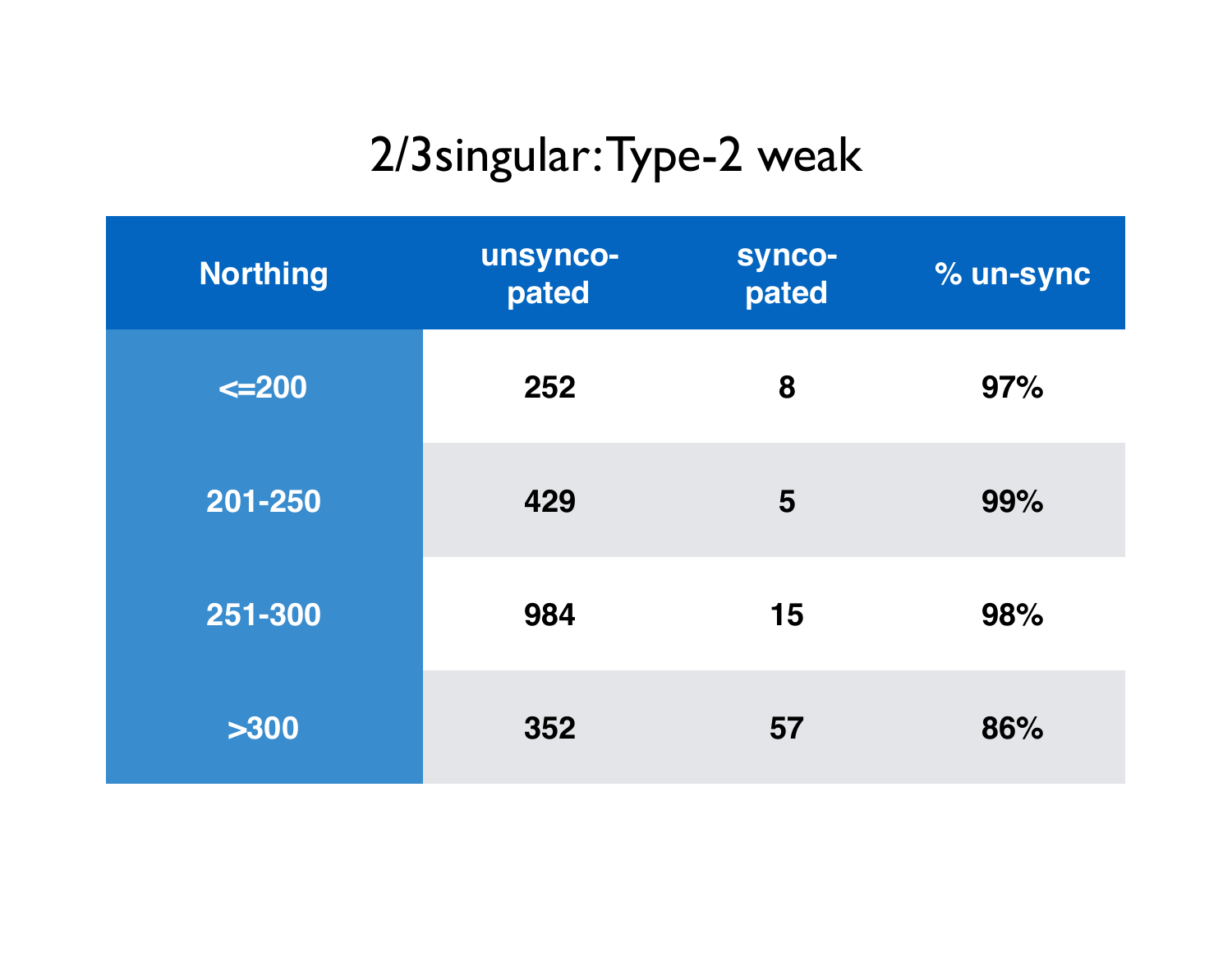# 2/3singular: Type-2 weak

| Northing | unsynco-pated | synco-pated | % un-sync |
|---|---|---|---|
| <=200 | 252 | 8 | 97% |
| 201-250 | 429 | 5 | 99% |
| 251-300 | 984 | 15 | 98% |
| >300 | 352 | 57 | 86% |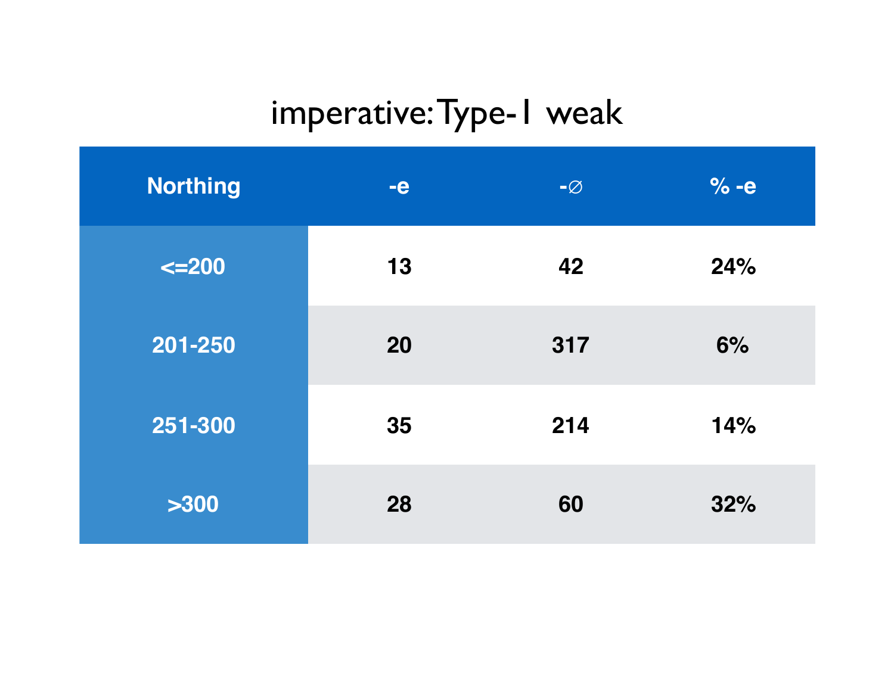# imperative: Type-1 weak

| Northing | -e | -∅ | % -e |
|---|---|---|---|
| <=200 | 13 | 42 | 24% |
| 201-250 | 20 | 317 | 6% |
| 251-300 | 35 | 214 | 14% |
| >300 | 28 | 60 | 32% |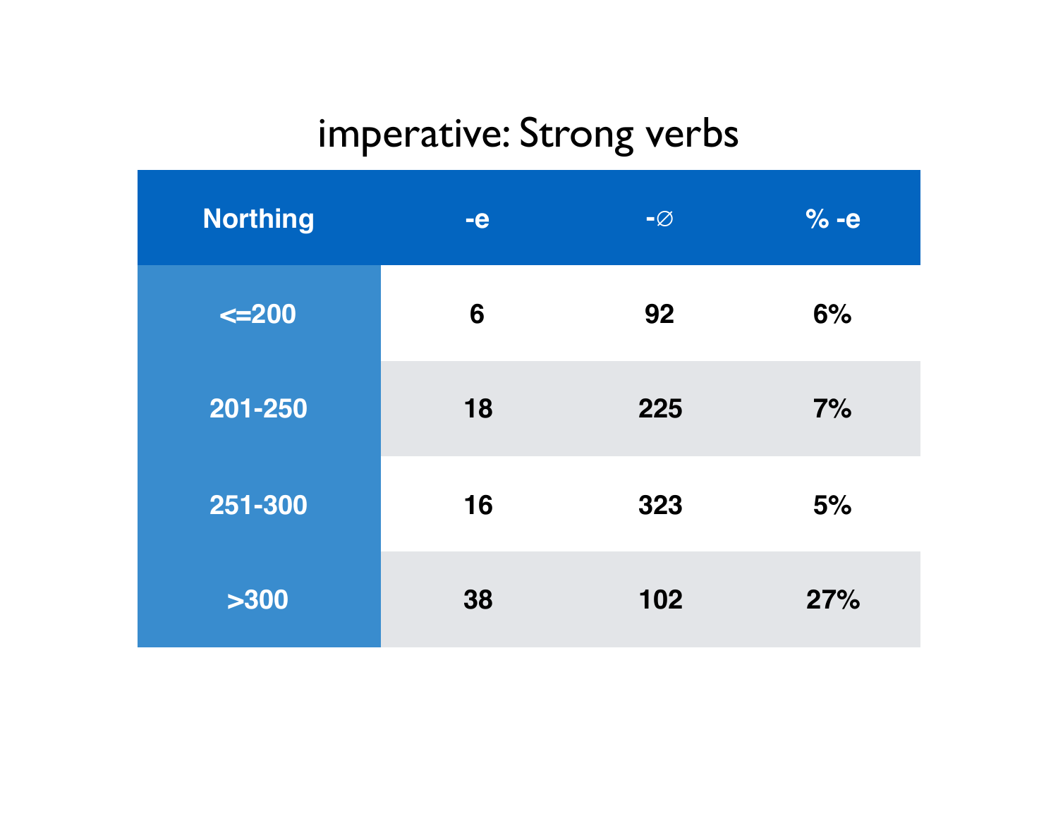# imperative: Strong verbs

| Northing | -e | -∅ | % -e |
|---|---|---|---|
| <=200 | 6 | 92 | 6% |
| 201-250 | 18 | 225 | 7% |
| 251-300 | 16 | 323 | 5% |
| >300 | 38 | 102 | 27% |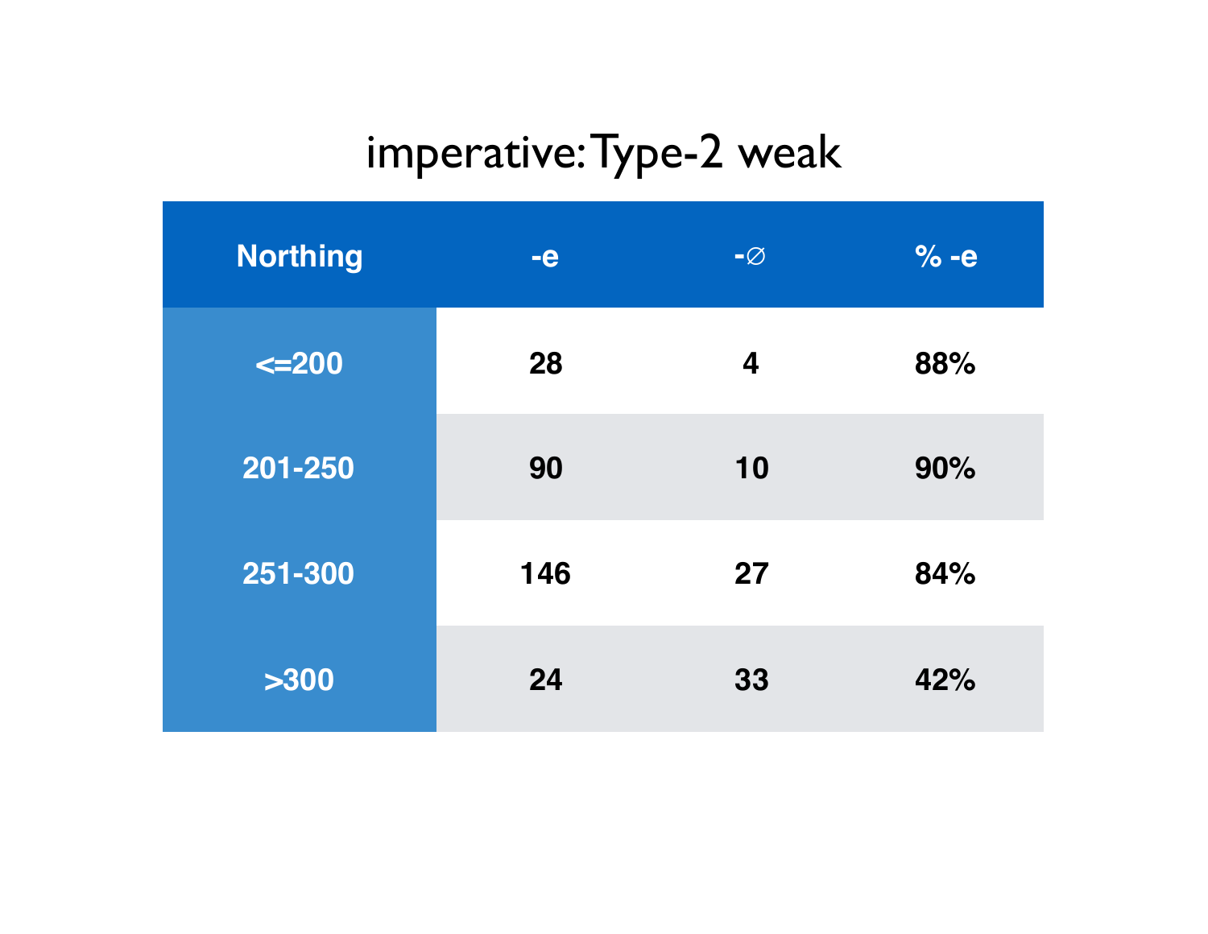# imperative: Type-2 weak

| Northing | -e | -∅ | % -e |
|---|---|---|---|
| <=200 | 28 | 4 | 88% |
| 201-250 | 90 | 10 | 90% |
| 251-300 | 146 | 27 | 84% |
| >300 | 24 | 33 | 42% |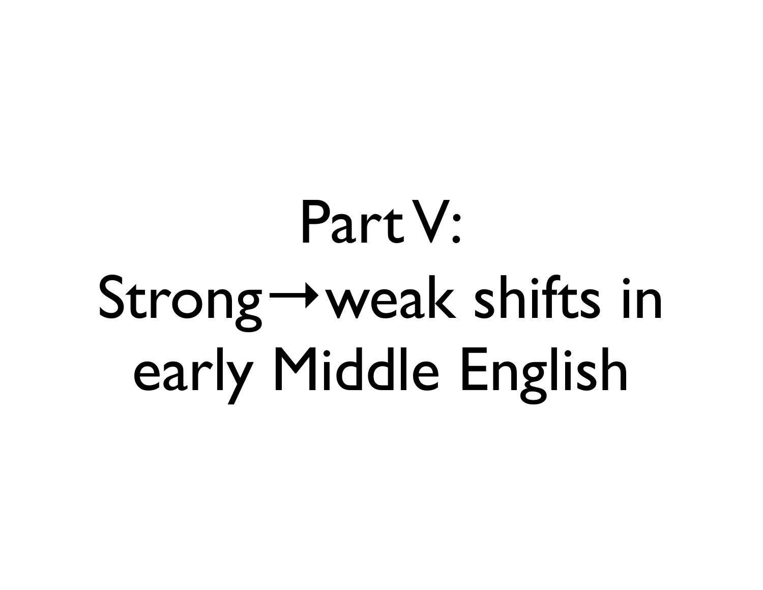# Part V: Strong→weak shifts in early Middle English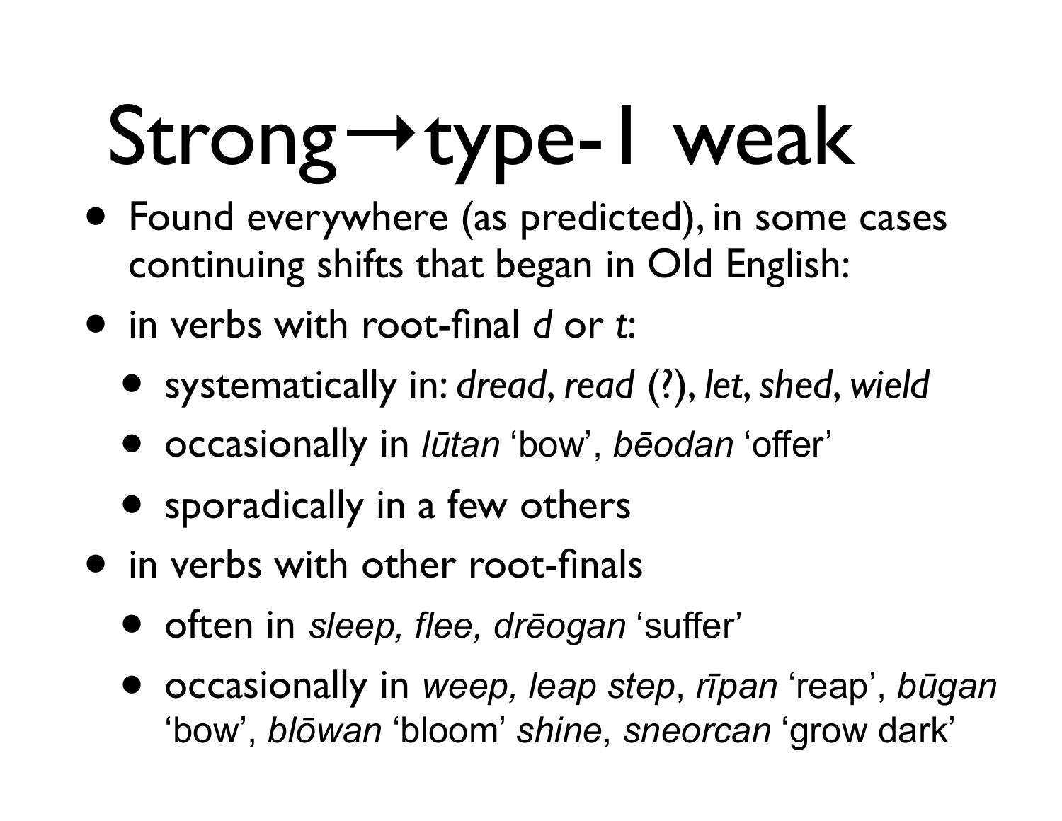# Strong→type-1 weak

- Found everywhere (as predicted), in some cases continuing shifts that began in Old English:
- in verbs with root-final *d* or *t*:
  - systematically in: *dread*, *read* (?), *let*, *shed*, *wield*
  - occasionally in *lūtan* 'bow', *bēodan* 'offer'
  - sporadically in a few others
- in verbs with other root-finals
  - often in *sleep, flee, drēogan* 'suffer'
  - occasionally in *weep, leap step*, *rīpan* 'reap', *būgan* 'bow', *blōwan* 'bloom' *shine*, *sneorcan* 'grow dark'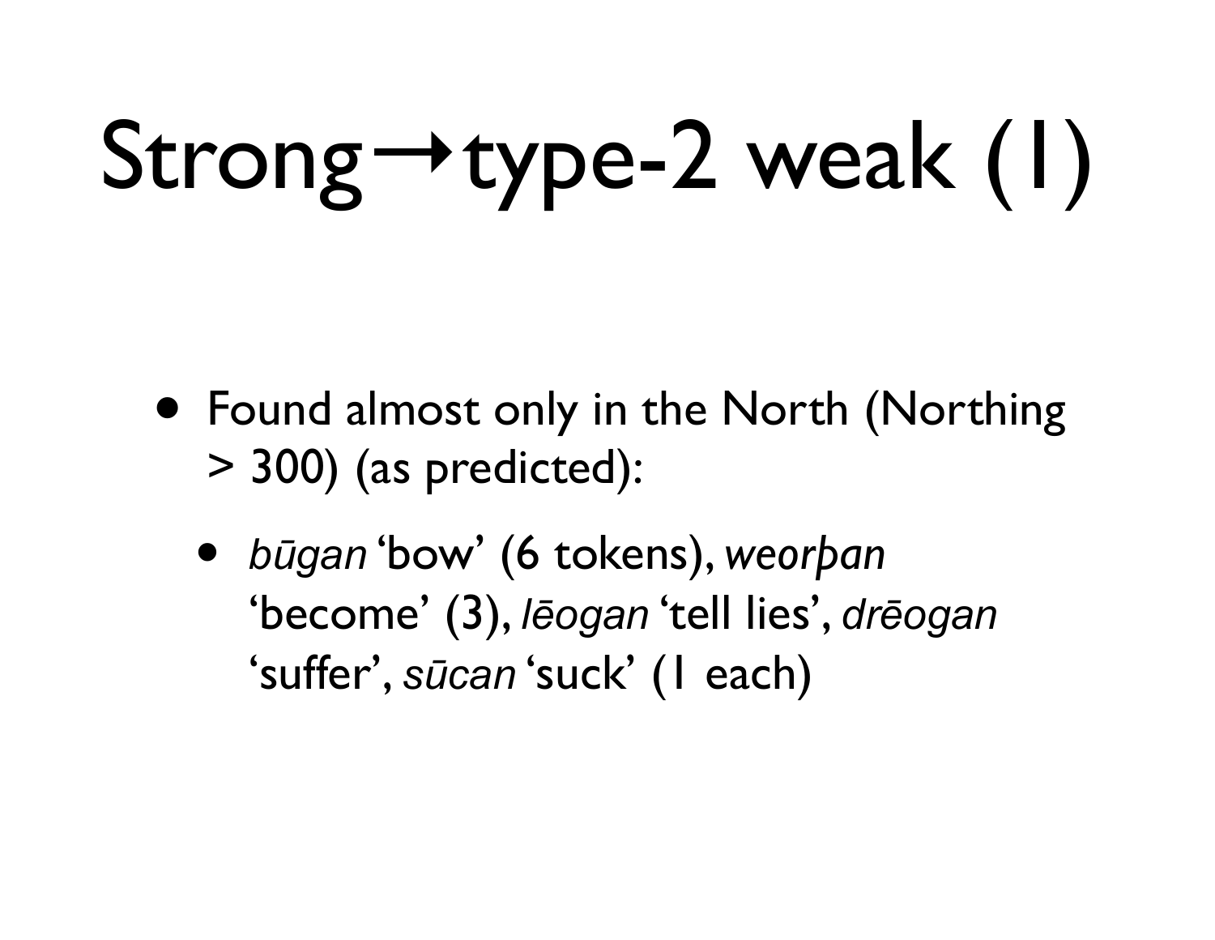# Strong→type-2 weak (1)

- Found almost only in the North (Northing > 300) (as predicted):
  - *būgan* 'bow' (6 tokens), *weorþan* 'become' (3), *lēogan* 'tell lies', *drēogan* 'suffer', *sūcan* 'suck' (1 each)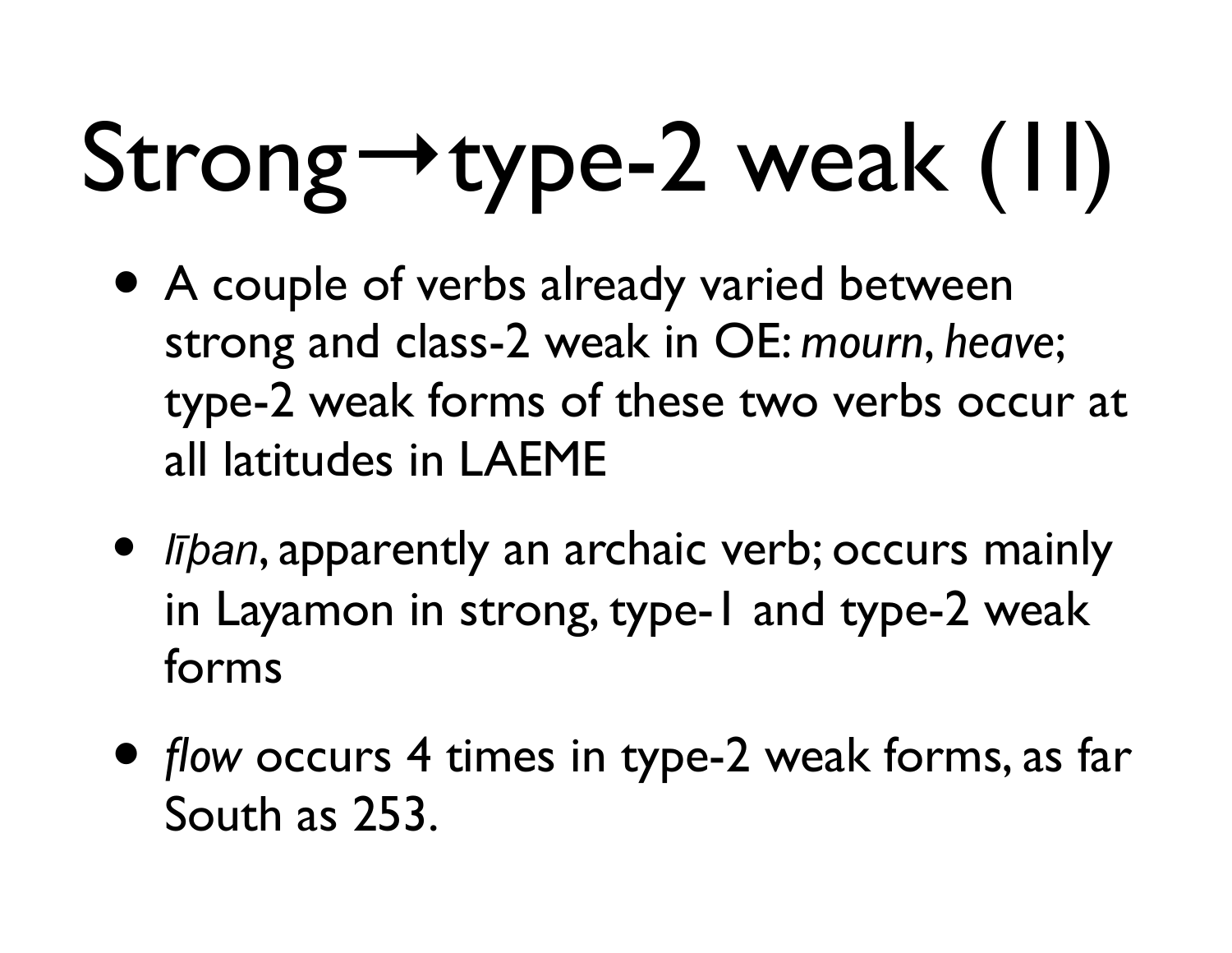# Strong→type-2 weak (II)

- A couple of verbs already varied between strong and class-2 weak in OE: *mourn*, *heave*; type-2 weak forms of these two verbs occur at all latitudes in LAEME
- *līþan*, apparently an archaic verb; occurs mainly in Layamon in strong, type-1 and type-2 weak forms
- *flow* occurs 4 times in type-2 weak forms, as far South as 253.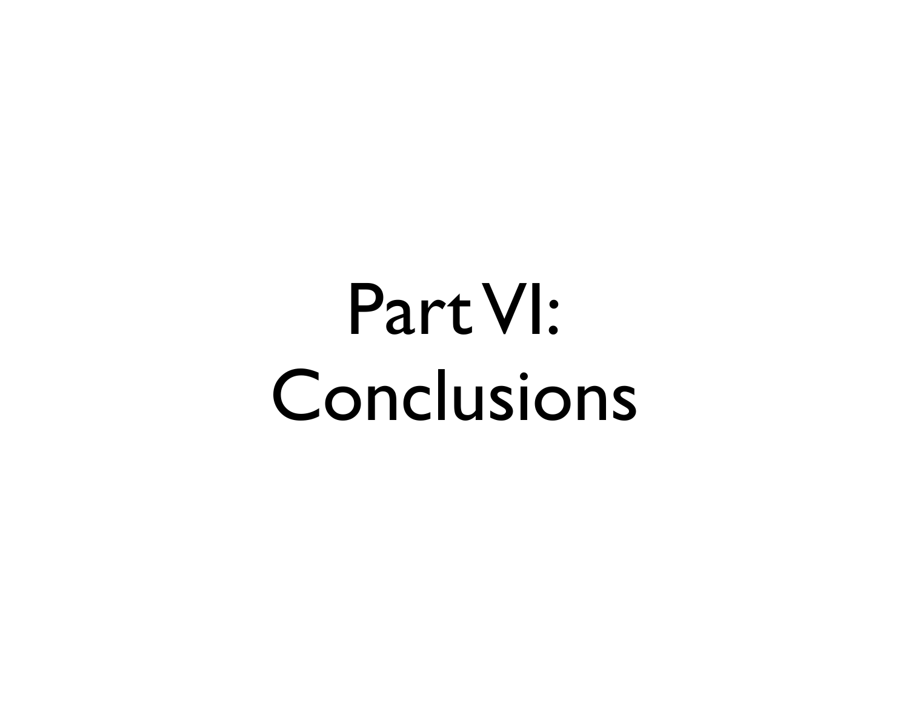# Part VI: Conclusions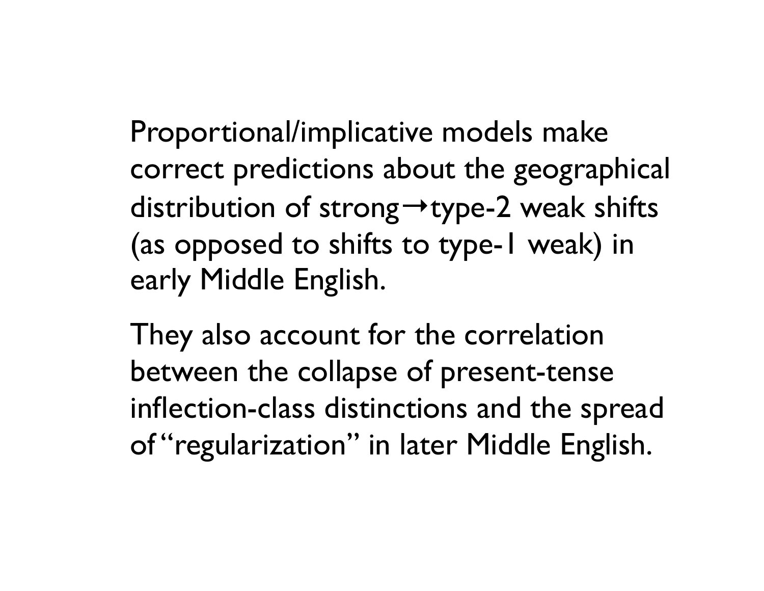Proportional/implicative models make correct predictions about the geographical distribution of strong→type-2 weak shifts (as opposed to shifts to type-1 weak) in early Middle English.

They also account for the correlation between the collapse of present-tense inflection-class distinctions and the spread of "regularization" in later Middle English.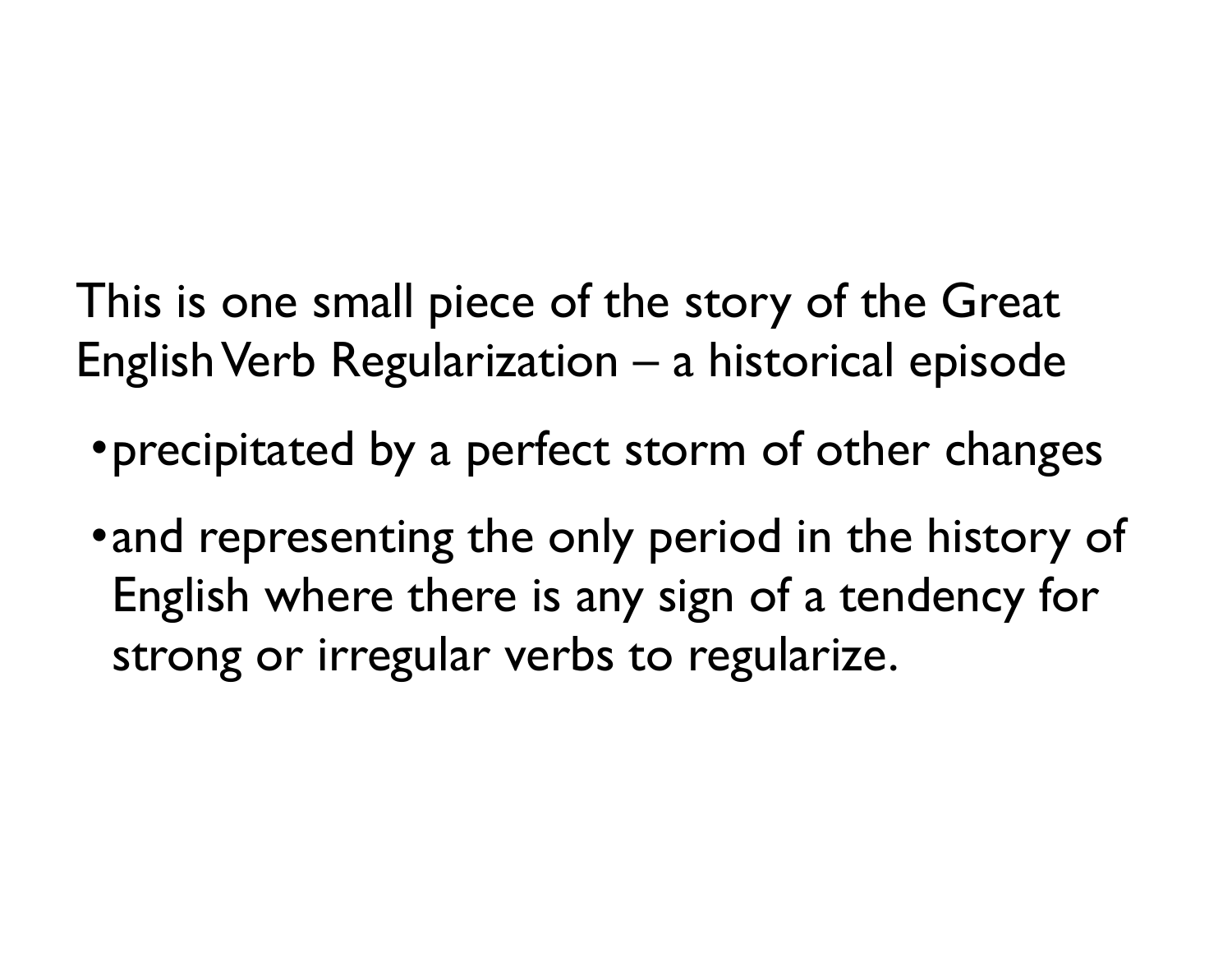This is one small piece of the story of the Great English Verb Regularization – a historical episode

- precipitated by a perfect storm of other changes
- and representing the only period in the history of English where there is any sign of a tendency for strong or irregular verbs to regularize.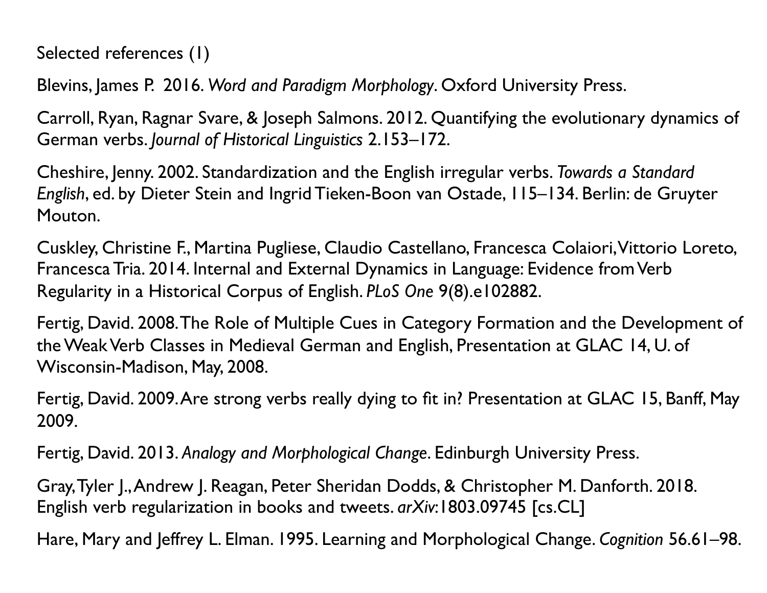Selected references (1)

Blevins, James P. 2016. *Word and Paradigm Morphology*. Oxford University Press.

Carroll, Ryan, Ragnar Svare, & Joseph Salmons. 2012. Quantifying the evolutionary dynamics of German verbs. *Journal of Historical Linguistics* 2.153–172.

Cheshire, Jenny. 2002. Standardization and the English irregular verbs. *Towards a Standard English*, ed. by Dieter Stein and Ingrid Tieken-Boon van Ostade, 115–134. Berlin: de Gruyter Mouton.

Cuskley, Christine F., Martina Pugliese, Claudio Castellano, Francesca Colaiori, Vittorio Loreto, Francesca Tria. 2014. Internal and External Dynamics in Language: Evidence from Verb Regularity in a Historical Corpus of English. *PLoS One* 9(8).e102882.

Fertig, David. 2008. The Role of Multiple Cues in Category Formation and the Development of the Weak Verb Classes in Medieval German and English, Presentation at GLAC 14, U. of Wisconsin-Madison, May, 2008.

Fertig, David. 2009. Are strong verbs really dying to fit in? Presentation at GLAC 15, Banff, May 2009.

Fertig, David. 2013. *Analogy and Morphological Change*. Edinburgh University Press.

Gray, Tyler J., Andrew J. Reagan, Peter Sheridan Dodds, & Christopher M. Danforth. 2018. English verb regularization in books and tweets. *arXiv*:1803.09745 [cs.CL]

Hare, Mary and Jeffrey L. Elman. 1995. Learning and Morphological Change. *Cognition* 56.61–98.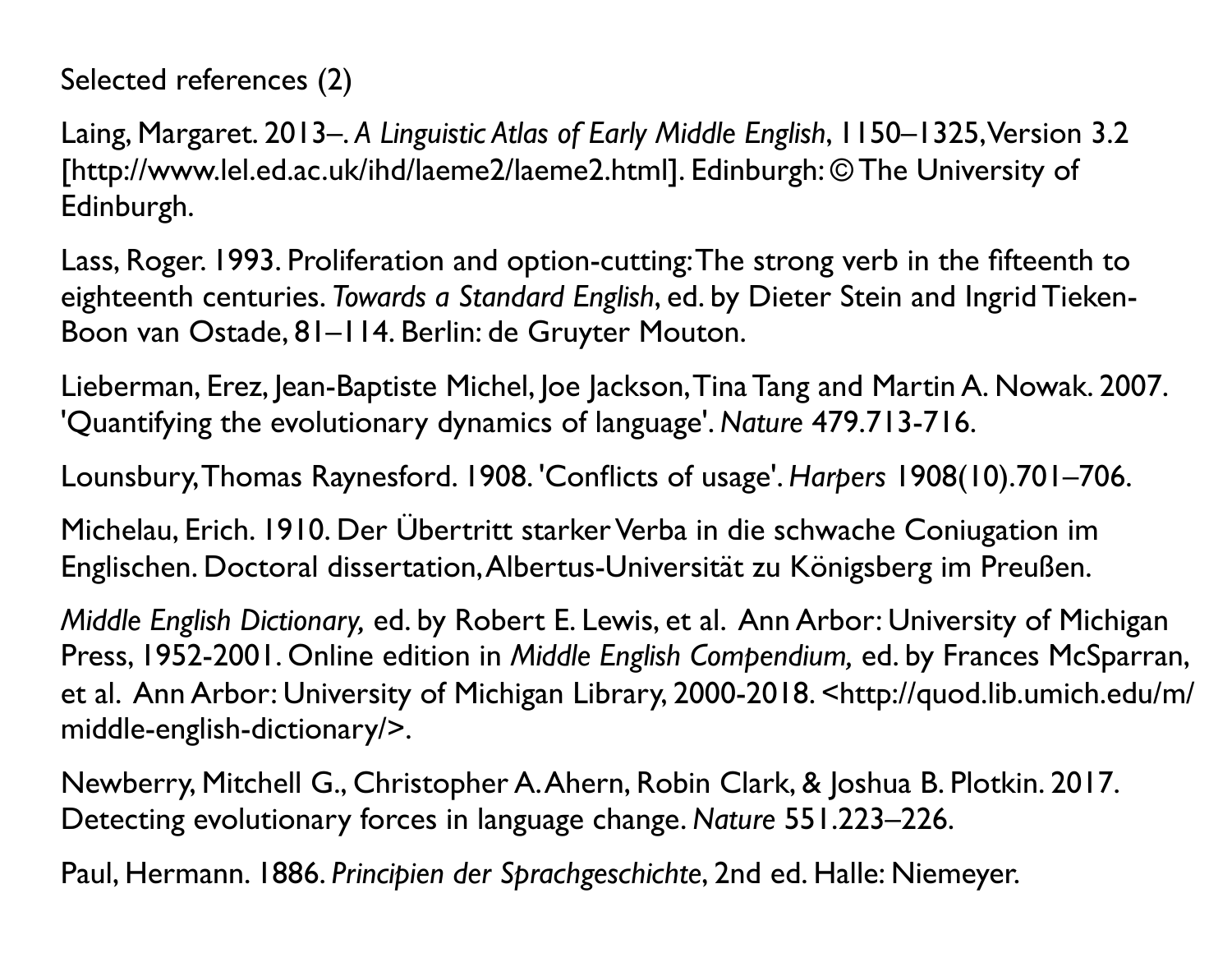Selected references (2)

Laing, Margaret. 2013–. *A Linguistic Atlas of Early Middle English*, 1150–1325, Version 3.2 [http://www.lel.ed.ac.uk/ihd/laeme2/laeme2.html]. Edinburgh: © The University of Edinburgh.

Lass, Roger. 1993. Proliferation and option-cutting: The strong verb in the fifteenth to eighteenth centuries. *Towards a Standard English*, ed. by Dieter Stein and Ingrid Tieken-Boon van Ostade, 81–114. Berlin: de Gruyter Mouton.

Lieberman, Erez, Jean-Baptiste Michel, Joe Jackson, Tina Tang and Martin A. Nowak. 2007. 'Quantifying the evolutionary dynamics of language'. *Nature* 479.713-716.

Lounsbury, Thomas Raynesford. 1908. 'Conflicts of usage'. *Harpers* 1908(10).701–706.

Michelau, Erich. 1910. Der Übertritt starker Verba in die schwache Coniugation im Englischen. Doctoral dissertation, Albertus-Universität zu Königsberg im Preußen.

*Middle English Dictionary,* ed. by Robert E. Lewis, et al. Ann Arbor: University of Michigan Press, 1952-2001. Online edition in *Middle English Compendium,* ed. by Frances McSparran, et al. Ann Arbor: University of Michigan Library, 2000-2018. <http://quod.lib.umich.edu/m/middle-english-dictionary/>.

Newberry, Mitchell G., Christopher A. Ahern, Robin Clark, & Joshua B. Plotkin. 2017. Detecting evolutionary forces in language change. *Nature* 551.223–226.

Paul, Hermann. 1886. *Principien der Sprachgeschichte*, 2nd ed. Halle: Niemeyer.